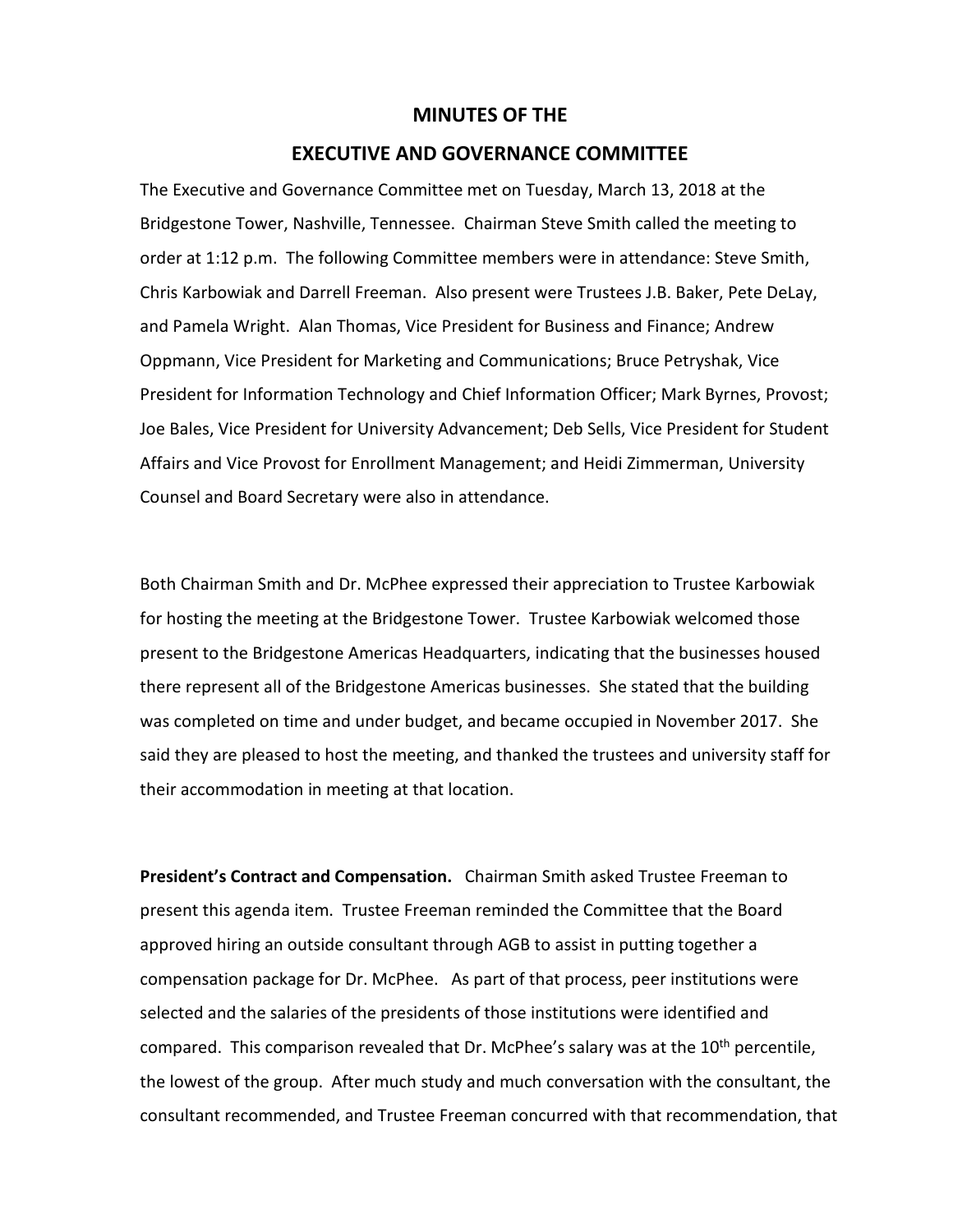# MINUTES OF THE

# EXECUTIVE AND GOVERNANCE COMMITTEE

The Executive and Governance Committee met on Tuesday, March 13, 2018 at the Bridgestone Tower, Nashville, Tennessee. Chairman Steve Smith called the meeting to order at 1:12 p.m. The following Committee members were in attendance: Steve Smith, Chris Karbowiak and Darrell Freeman. Also present were Trustees J.B. Baker, Pete DeLay, and Pamela Wright. Alan Thomas, Vice President for Business and Finance; Andrew Oppmann, Vice President for Marketing and Communications; Bruce Petryshak, Vice President for Information Technology and Chief Information Officer; Mark Byrnes, Provost; Joe Bales, Vice President for University Advancement; Deb Sells, Vice President for Student Affairs and Vice Provost for Enrollment Management; and Heidi Zimmerman, University Counsel and Board Secretary were also in attendance.

Both Chairman Smith and Dr. McPhee expressed their appreciation to Trustee Karbowiak for hosting the meeting at the Bridgestone Tower. Trustee Karbowiak welcomed those present to the Bridgestone Americas Headquarters, indicating that the businesses housed there represent all of the Bridgestone Americas businesses. She stated that the building was completed on time and under budget, and became occupied in November 2017. She said they are pleased to host the meeting, and thanked the trustees and university staff for their accommodation in meeting at that location.

**President's Contract and Compensation.** Chairman Smith asked Trustee Freeman to present this agenda item. Trustee Freeman reminded the Committee that the Board approved hiring an outside consultant through AGB to assist in putting together a compensation package for Dr. McPhee. As part of that process, peer institutions were selected and the salaries of the presidents of those institutions were identified and compared. This comparison revealed that Dr. McPhee's salary was at the 10th percentile, the lowest of the group. After much study and much conversation with the consultant, the consultant recommended, and Trustee Freeman concurred with that recommendation, that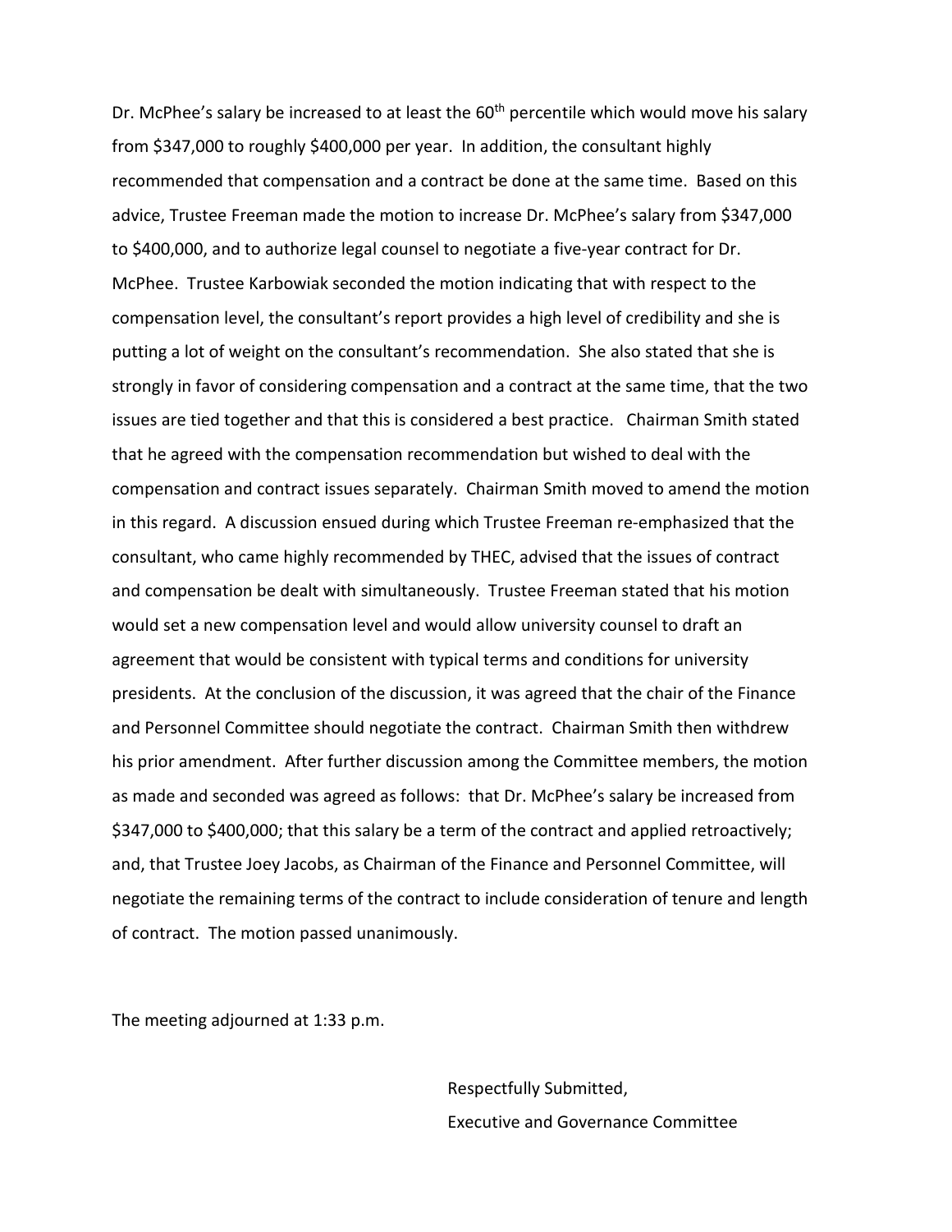Dr. McPhee's salary be increased to at least the 60th percentile which would move his salary from $347,000 to roughly $400,000 per year. In addition, the consultant highly recommended that compensation and a contract be done at the same time. Based on this advice, Trustee Freeman made the motion to increase Dr. McPhee's salary from $347,000 to $400,000, and to authorize legal counsel to negotiate a five-year contract for Dr. McPhee. Trustee Karbowiak seconded the motion indicating that with respect to the compensation level, the consultant's report provides a high level of credibility and she is putting a lot of weight on the consultant's recommendation. She also stated that she is strongly in favor of considering compensation and a contract at the same time, that the two issues are tied together and that this is considered a best practice. Chairman Smith stated that he agreed with the compensation recommendation but wished to deal with the compensation and contract issues separately. Chairman Smith moved to amend the motion in this regard. A discussion ensued during which Trustee Freeman re-emphasized that the consultant, who came highly recommended by THEC, advised that the issues of contract and compensation be dealt with simultaneously. Trustee Freeman stated that his motion would set a new compensation level and would allow university counsel to draft an agreement that would be consistent with typical terms and conditions for university presidents. At the conclusion of the discussion, it was agreed that the chair of the Finance and Personnel Committee should negotiate the contract. Chairman Smith then withdrew his prior amendment. After further discussion among the Committee members, the motion as made and seconded was agreed as follows: that Dr. McPhee's salary be increased from $347,000 to $400,000; that this salary be a term of the contract and applied retroactively; and, that Trustee Joey Jacobs, as Chairman of the Finance and Personnel Committee, will negotiate the remaining terms of the contract to include consideration of tenure and length of contract. The motion passed unanimously.

The meeting adjourned at 1:33 p.m.

Respectfully Submitted,
Executive and Governance Committee